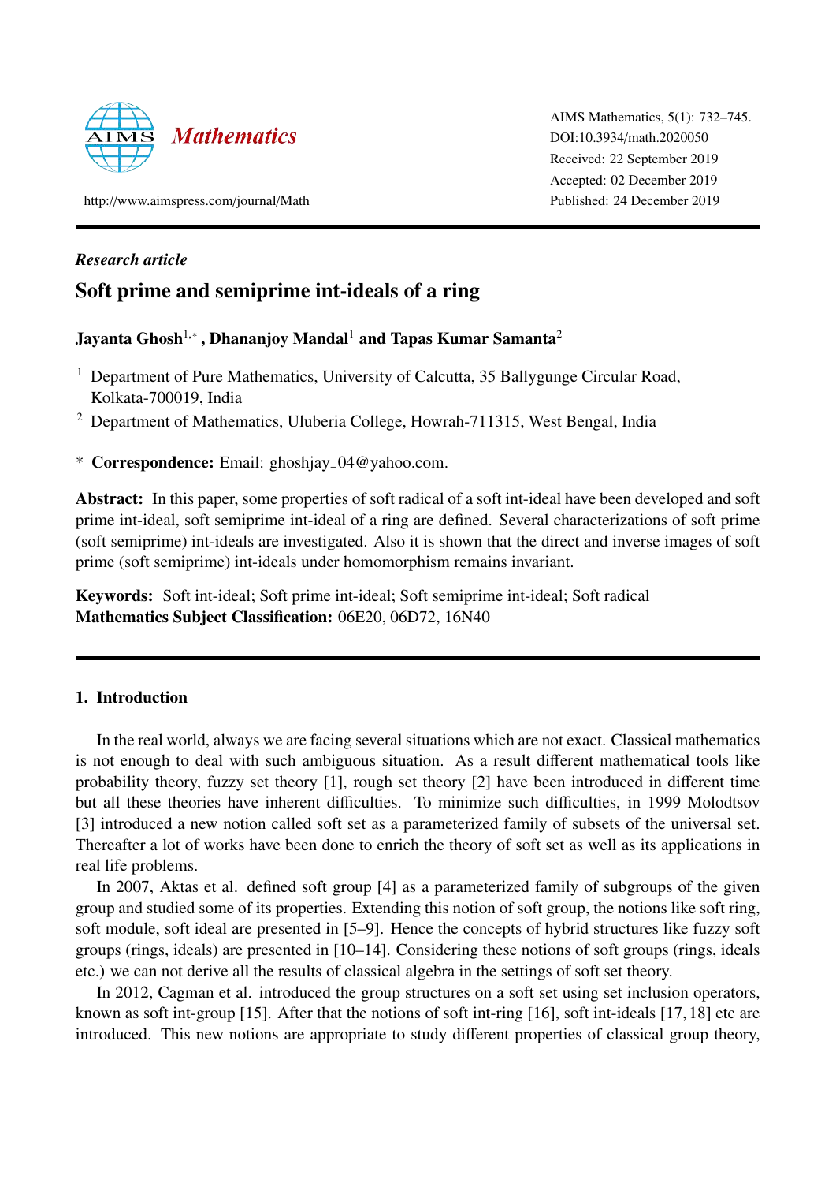*Research article*

# Soft prime and semiprime int-ideals of a ring

**Jayanta Ghosh**[1,*] **, Dhananjoy Mandal**[1] **and Tapas Kumar Samanta**[2]

[1] Department of Pure Mathematics, University of Calcutta, 35 Ballygunge Circular Road, Kolkata-700019, India

[2] Department of Mathematics, Uluberia College, Howrah-711315, West Bengal, India

\* **Correspondence:** Email: ghoshjay_04@yahoo.com.

**Abstract:** In this paper, some properties of soft radical of a soft int-ideal have been developed and soft prime int-ideal, soft semiprime int-ideal of a ring are defined. Several characterizations of soft prime (soft semiprime) int-ideals are investigated. Also it is shown that the direct and inverse images of soft prime (soft semiprime) int-ideals under homomorphism remains invariant.

**Keywords:** Soft int-ideal; Soft prime int-ideal; Soft semiprime int-ideal; Soft radical
**Mathematics Subject Classification:** 06E20, 06D72, 16N40

## 1. Introduction

In the real world, always we are facing several situations which are not exact. Classical mathematics is not enough to deal with such ambiguous situation. As a result different mathematical tools like probability theory, fuzzy set theory [1], rough set theory [2] have been introduced in different time but all these theories have inherent difficulties. To minimize such difficulties, in 1999 Molodtsov [3] introduced a new notion called soft set as a parameterized family of subsets of the universal set. Thereafter a lot of works have been done to enrich the theory of soft set as well as its applications in real life problems.

In 2007, Aktas et al. defined soft group [4] as a parameterized family of subgroups of the given group and studied some of its properties. Extending this notion of soft group, the notions like soft ring, soft module, soft ideal are presented in [5–9]. Hence the concepts of hybrid structures like fuzzy soft groups (rings, ideals) are presented in [10–14]. Considering these notions of soft groups (rings, ideals etc.) we can not derive all the results of classical algebra in the settings of soft set theory.

In 2012, Cagman et al. introduced the group structures on a soft set using set inclusion operators, known as soft int-group [15]. After that the notions of soft int-ring [16], soft int-ideals [17, 18] etc are introduced. This new notions are appropriate to study different properties of classical group theory,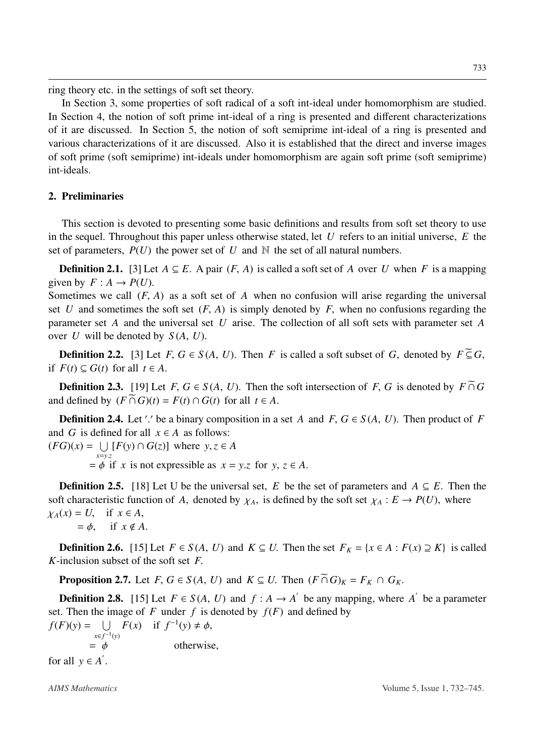ring theory etc. in the settings of soft set theory.

In Section 3, some properties of soft radical of a soft int-ideal under homomorphism are studied. In Section 4, the notion of soft prime int-ideal of a ring is presented and different characterizations of it are discussed. In Section 5, the notion of soft semiprime int-ideal of a ring is presented and various characterizations of it are discussed. Also it is established that the direct and inverse images of soft prime (soft semiprime) int-ideals under homomorphism are again soft prime (soft semiprime) int-ideals.

## 2. Preliminaries

This section is devoted to presenting some basic definitions and results from soft set theory to use in the sequel. Throughout this paper unless otherwise stated, let $U$ refers to an initial universe, $E$ the set of parameters, $P(U)$ the power set of $U$ and $\mathbb{N}$ the set of all natural numbers.

**Definition 2.1.** [3] Let $A \subseteq E$. A pair $(F, A)$ is called a soft set of $A$ over $U$ when $F$ is a mapping given by $F : A \to P(U)$.
Sometimes we call $(F, A)$ as a soft set of $A$ when no confusion will arise regarding the universal set $U$ and sometimes the soft set $(F, A)$ is simply denoted by $F$, when no confusions regarding the parameter set $A$ and the universal set $U$ arise. The collection of all soft sets with parameter set $A$ over $U$ will be denoted by $S(A, U)$.

**Definition 2.2.** [3] Let $F, G \in S(A, U)$. Then $F$ is called a soft subset of $G$, denoted by $F \widetilde{\subseteq} G$, if $F(t) \subseteq G(t)$ for all $t \in A$.

**Definition 2.3.** [19] Let $F, G \in S(A, U)$. Then the soft intersection of $F, G$ is denoted by $F \widetilde{\cap} G$ and defined by $(F \widetilde{\cap} G)(t) = F(t) \cap G(t)$ for all $t \in A$.

**Definition 2.4.** Let $'.'$ be a binary composition in a set $A$ and $F, G \in S(A, U)$. Then product of $F$ and $G$ is defined for all $x \in A$ as follows:

$$(FG)(x) = \bigcup_{x=y.z} [F(y) \cap G(z)] \text{ where } y, z \in A$$
$$= \phi \text{ if } x \text{ is not expressible as } x = y.z \text{ for } y, z \in A.$$

**Definition 2.5.** [18] Let U be the universal set, $E$ be the set of parameters and $A \subseteq E$. Then the soft characteristic function of $A$, denoted by $\chi_A$, is defined by the soft set $\chi_A : E \to P(U)$, where

$$\chi_A(x) = U, \quad \text{if } x \in A,$$
$$= \phi, \quad \text{if } x \notin A.$$

**Definition 2.6.** [15] Let $F \in S(A, U)$ and $K \subseteq U$. Then the set $F_K = \{x \in A : F(x) \supseteq K\}$ is called $K$-inclusion subset of the soft set $F$.

**Proposition 2.7.** Let $F, G \in S(A, U)$ and $K \subseteq U$. Then $(F \widetilde{\cap} G)_K = F_K \cap G_K$.

**Definition 2.8.** [15] Let $F \in S(A, U)$ and $f : A \to A'$ be any mapping, where $A'$ be a parameter set. Then the image of $F$ under $f$ is denoted by $f(F)$ and defined by

$$f(F)(y) = \bigcup_{x \in f^{-1}(y)} F(x) \quad \text{if } f^{-1}(y) \neq \phi,$$
$$= \phi \quad \text{otherwise,}$$

for all $y \in A'$.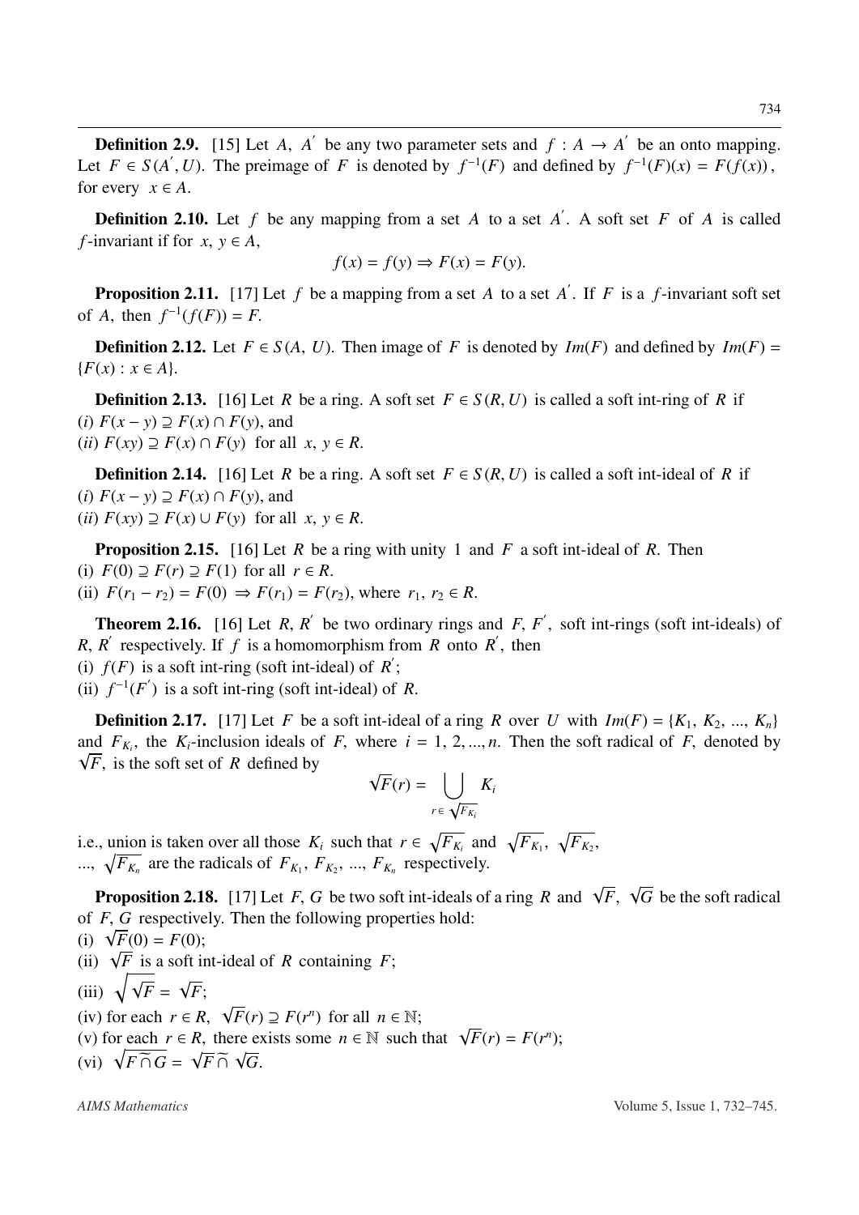**Definition 2.9.** [15] Let $A$, $A^{'}$ be any two parameter sets and $f : A \rightarrow A^{'}$ be an onto mapping. Let $F \in S(A^{'}, U)$. The preimage of $F$ is denoted by $f^{-1}(F)$ and defined by $f^{-1}(F)(x) = F(f(x))$, for every $x \in A$.

**Definition 2.10.** Let $f$ be any mapping from a set $A$ to a set $A^{'}$. A soft set $F$ of $A$ is called $f$-invariant if for $x, y \in A$,

$$f(x) = f(y) \Rightarrow F(x) = F(y).$$

**Proposition 2.11.** [17] Let $f$ be a mapping from a set $A$ to a set $A^{'}$. If $F$ is a $f$-invariant soft set of $A$, then $f^{-1}(f(F)) = F$.

**Definition 2.12.** Let $F \in S(A, U)$. Then image of $F$ is denoted by $Im(F)$ and defined by $Im(F) = \{F(x) : x \in A\}$.

**Definition 2.13.** [16] Let $R$ be a ring. A soft set $F \in S(R, U)$ is called a soft int-ring of $R$ if
($i$) $F(x - y) \supseteq F(x) \cap F(y)$, and
($ii$) $F(xy) \supseteq F(x) \cap F(y)$ for all $x, y \in R$.

**Definition 2.14.** [16] Let $R$ be a ring. A soft set $F \in S(R, U)$ is called a soft int-ideal of $R$ if
($i$) $F(x - y) \supseteq F(x) \cap F(y)$, and
($ii$) $F(xy) \supseteq F(x) \cup F(y)$ for all $x, y \in R$.

**Proposition 2.15.** [16] Let $R$ be a ring with unity 1 and $F$ a soft int-ideal of $R$. Then
(i) $F(0) \supseteq F(r) \supseteq F(1)$ for all $r \in R$.
(ii) $F(r_1 - r_2) = F(0) \Rightarrow F(r_1) = F(r_2)$, where $r_1, r_2 \in R$.

**Theorem 2.16.** [16] Let $R, R^{'}$ be two ordinary rings and $F, F^{'}$, soft int-rings (soft int-ideals) of $R, R^{'}$ respectively. If $f$ is a homomorphism from $R$ onto $R^{'}$, then
(i) $f(F)$ is a soft int-ring (soft int-ideal) of $R^{'}$;
(ii) $f^{-1}(F^{'})$ is a soft int-ring (soft int-ideal) of $R$.

**Definition 2.17.** [17] Let $F$ be a soft int-ideal of a ring $R$ over $U$ with $Im(F) = \{K_1, K_2, ..., K_n\}$ and $F_{K_i}$, the $K_i$-inclusion ideals of $F$, where $i = 1, 2, ..., n$. Then the soft radical of $F$, denoted by $\sqrt{F}$, is the soft set of $R$ defined by

$$\sqrt{F}(r) = \bigcup_{r \in \sqrt{F_{K_i}}} K_i$$

i.e., union is taken over all those $K_i$ such that $r \in \sqrt{F_{K_i}}$ and $\sqrt{F_{K_1}}, \sqrt{F_{K_2}}, ..., \sqrt{F_{K_n}}$ are the radicals of $F_{K_1}, F_{K_2}, ..., F_{K_n}$ respectively.

**Proposition 2.18.** [17] Let $F, G$ be two soft int-ideals of a ring $R$ and $\sqrt{F}, \sqrt{G}$ be the soft radical of $F, G$ respectively. Then the following properties hold:
(i) $\sqrt{F}(0) = F(0)$;
(ii) $\sqrt{F}$ is a soft int-ideal of $R$ containing $F$;
(iii) $\sqrt{\sqrt{F}} = \sqrt{F}$;
(iv) for each $r \in R$, $\sqrt{F}(r) \supseteq F(r^n)$ for all $n \in \mathbb{N}$;
(v) for each $r \in R$, there exists some $n \in \mathbb{N}$ such that $\sqrt{F}(r) = F(r^n)$;
(vi) $\sqrt{F \widetilde{\cap} G} = \sqrt{F} \widetilde{\cap} \sqrt{G}$.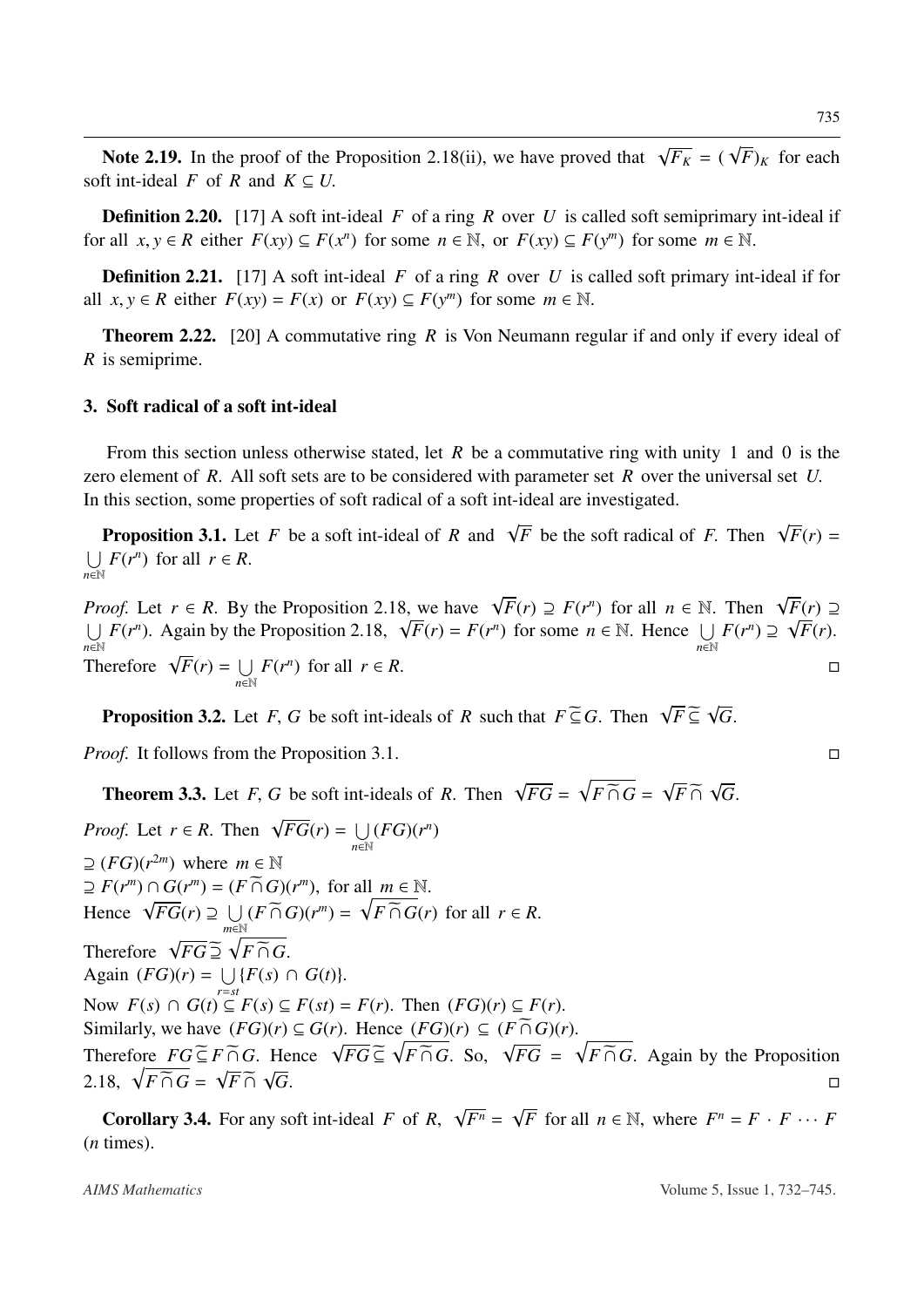**Note 2.19.** In the proof of the Proposition 2.18(ii), we have proved that $\sqrt{F_K} = (\sqrt{F})_K$ for each soft int-ideal $F$ of $R$ and $K \subseteq U$.

**Definition 2.20.** [17] A soft int-ideal $F$ of a ring $R$ over $U$ is called soft semiprimary int-ideal if for all $x, y \in R$ either $F(xy) \subseteq F(x^n)$ for some $n \in \mathbb{N}$, or $F(xy) \subseteq F(y^m)$ for some $m \in \mathbb{N}$.

**Definition 2.21.** [17] A soft int-ideal $F$ of a ring $R$ over $U$ is called soft primary int-ideal if for all $x, y \in R$ either $F(xy) = F(x)$ or $F(xy) \subseteq F(y^m)$ for some $m \in \mathbb{N}$.

**Theorem 2.22.** [20] A commutative ring $R$ is Von Neumann regular if and only if every ideal of $R$ is semiprime.

## 3. Soft radical of a soft int-ideal

From this section unless otherwise stated, let $R$ be a commutative ring with unity 1 and 0 is the zero element of $R$. All soft sets are to be considered with parameter set $R$ over the universal set $U$. In this section, some properties of soft radical of a soft int-ideal are investigated.

**Proposition 3.1.** Let $F$ be a soft int-ideal of $R$ and $\sqrt{F}$ be the soft radical of $F$. Then $\sqrt{F}(r) = \bigcup\limits_{n \in \mathbb{N}} F(r^n)$ for all $r \in R$.

*Proof.* Let $r \in R$. By the Proposition 2.18, we have $\sqrt{F}(r) \supseteq F(r^n)$ for all $n \in \mathbb{N}$. Then $\sqrt{F}(r) \supseteq \bigcup\limits_{n \in \mathbb{N}} F(r^n)$. Again by the Proposition 2.18, $\sqrt{F}(r) = F(r^n)$ for some $n \in \mathbb{N}$. Hence $\bigcup\limits_{n \in \mathbb{N}} F(r^n) \supseteq \sqrt{F}(r)$. Therefore $\sqrt{F}(r) = \bigcup\limits_{n \in \mathbb{N}} F(r^n)$ for all $r \in R$. □

**Proposition 3.2.** Let $F, G$ be soft int-ideals of $R$ such that $F \widetilde{\subseteq} G$. Then $\sqrt{F} \widetilde{\subseteq} \sqrt{G}$.

*Proof.* It follows from the Proposition 3.1. □

**Theorem 3.3.** Let $F, G$ be soft int-ideals of $R$. Then $\sqrt{FG} = \sqrt{F \widetilde{\cap} G} = \sqrt{F} \widetilde{\cap} \sqrt{G}$.

*Proof.* Let $r \in R$. Then $\sqrt{FG}(r) = \bigcup\limits_{n \in \mathbb{N}} (FG)(r^n)$
$\supseteq (FG)(r^{2m})$ where $m \in \mathbb{N}$
$\supseteq F(r^m) \cap G(r^m) = (F \widetilde{\cap} G)(r^m)$, for all $m \in \mathbb{N}$.
Hence $\sqrt{FG}(r) \supseteq \bigcup\limits_{m \in \mathbb{N}} (F \widetilde{\cap} G)(r^m) = \sqrt{F \widetilde{\cap} G}(r)$ for all $r \in R$.
Therefore $\sqrt{FG} \widetilde{\supseteq} \sqrt{F \widetilde{\cap} G}$.
Again $(FG)(r) = \bigcup\limits_{r=st} \{F(s) \cap G(t)\}$.
Now $F(s) \cap G(t) \subseteq F(s) \subseteq F(st) = F(r)$. Then $(FG)(r) \subseteq F(r)$.
Similarly, we have $(FG)(r) \subseteq G(r)$. Hence $(FG)(r) \subseteq (F \widetilde{\cap} G)(r)$.
Therefore $FG \widetilde{\subseteq} F \widetilde{\cap} G$. Hence $\sqrt{FG} \widetilde{\subseteq} \sqrt{F \widetilde{\cap} G}$. So, $\sqrt{FG} = \sqrt{F \widetilde{\cap} G}$. Again by the Proposition 2.18, $\sqrt{F \widetilde{\cap} G} = \sqrt{F} \widetilde{\cap} \sqrt{G}$. □

**Corollary 3.4.** For any soft int-ideal $F$ of $R$, $\sqrt{F^n} = \sqrt{F}$ for all $n \in \mathbb{N}$, where $F^n = F \cdot F \cdots F$ ($n$ times).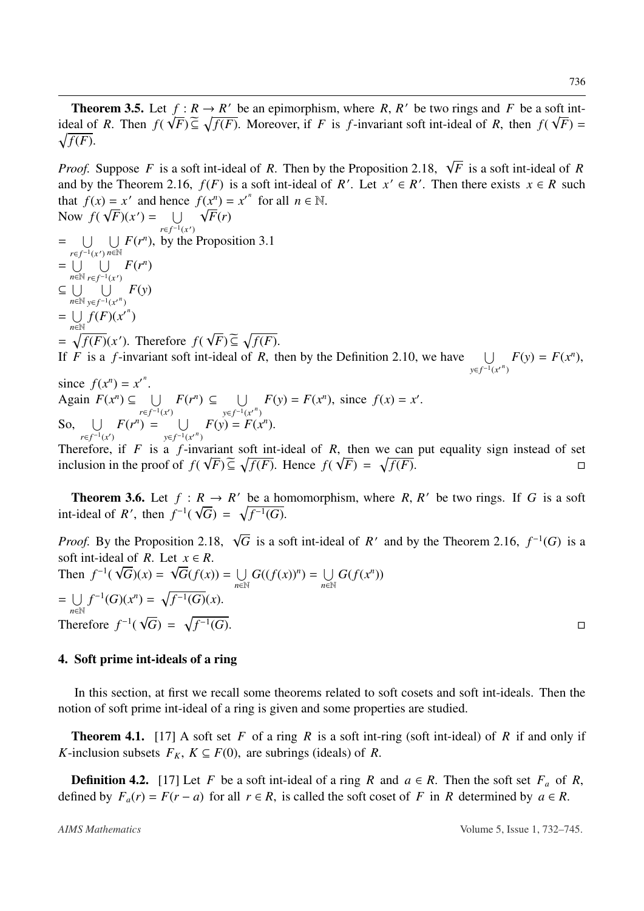**Theorem 3.5.** Let $f : R \to R'$ be an epimorphism, where $R, R'$ be two rings and $F$ be a soft int-ideal of $R$. Then $f(\sqrt{F}) \,\widetilde{\subseteq}\, \sqrt{f(F)}$. Moreover, if $F$ is $f$-invariant soft int-ideal of $R$, then $f(\sqrt{F}) = \sqrt{f(F)}$.

*Proof.* Suppose $F$ is a soft int-ideal of $R$. Then by the Proposition 2.18, $\sqrt{F}$ is a soft int-ideal of $R$ and by the Theorem 2.16, $f(F)$ is a soft int-ideal of $R'$. Let $x' \in R'$. Then there exists $x \in R$ such that $f(x) = x'$ and hence $f(x^n) = x'^n$ for all $n \in \mathbb{N}$.

Now $f(\sqrt{F})(x') = \bigcup\limits_{r \in f^{-1}(x')} \sqrt{F}(r)$

$= \bigcup\limits_{r \in f^{-1}(x')} \bigcup\limits_{n \in \mathbb{N}} F(r^n)$, by the Proposition 3.1

$= \bigcup\limits_{n \in \mathbb{N}} \bigcup\limits_{r \in f^{-1}(x')} F(r^n)$

$\subseteq \bigcup\limits_{n \in \mathbb{N}} \bigcup\limits_{y \in f^{-1}(x'^n)} F(y)$

$= \bigcup\limits_{n \in \mathbb{N}} f(F)(x'^n)$

$= \sqrt{f(F)}(x')$. Therefore $f(\sqrt{F}) \,\widetilde{\subseteq}\, \sqrt{f(F)}$.

If $F$ is a $f$-invariant soft int-ideal of $R$, then by the Definition 2.10, we have $\bigcup\limits_{y \in f^{-1}(x'^n)} F(y) = F(x^n)$, since $f(x^n) = x'^n$.

Again $F(x^n) \subseteq \bigcup\limits_{r \in f^{-1}(x')} F(r^n) \subseteq \bigcup\limits_{y \in f^{-1}(x'^n)} F(y) = F(x^n)$, since $f(x) = x'$.

So, $\bigcup\limits_{r \in f^{-1}(x')} F(r^n) = \bigcup\limits_{y \in f^{-1}(x'^n)} F(y) = F(x^n)$.

Therefore, if $F$ is a $f$-invariant soft int-ideal of $R$, then we can put equality sign instead of set inclusion in the proof of $f(\sqrt{F}) \,\widetilde{\subseteq}\, \sqrt{f(F)}$. Hence $f(\sqrt{F}) = \sqrt{f(F)}$. □

**Theorem 3.6.** Let $f : R \to R'$ be a homomorphism, where $R, R'$ be two rings. If $G$ is a soft int-ideal of $R'$, then $f^{-1}(\sqrt{G}) = \sqrt{f^{-1}(G)}$.

*Proof.* By the Proposition 2.18, $\sqrt{G}$ is a soft int-ideal of $R'$ and by the Theorem 2.16, $f^{-1}(G)$ is a soft int-ideal of $R$. Let $x \in R$.

Then $f^{-1}(\sqrt{G})(x) = \sqrt{G}(f(x)) = \bigcup\limits_{n \in \mathbb{N}} G((f(x))^n) = \bigcup\limits_{n \in \mathbb{N}} G(f(x^n))$

$= \bigcup\limits_{n \in \mathbb{N}} f^{-1}(G)(x^n) = \sqrt{f^{-1}(G)}(x)$.

Therefore $f^{-1}(\sqrt{G}) = \sqrt{f^{-1}(G)}$. □

## 4. Soft prime int-ideals of a ring

In this section, at first we recall some theorems related to soft cosets and soft int-ideals. Then the notion of soft prime int-ideal of a ring is given and some properties are studied.

**Theorem 4.1.** [17] A soft set $F$ of a ring $R$ is a soft int-ring (soft int-ideal) of $R$ if and only if $K$-inclusion subsets $F_K$, $K \subseteq F(0)$, are subrings (ideals) of $R$.

**Definition 4.2.** [17] Let $F$ be a soft int-ideal of a ring $R$ and $a \in R$. Then the soft set $F_a$ of $R$, defined by $F_a(r) = F(r - a)$ for all $r \in R$, is called the soft coset of $F$ in $R$ determined by $a \in R$.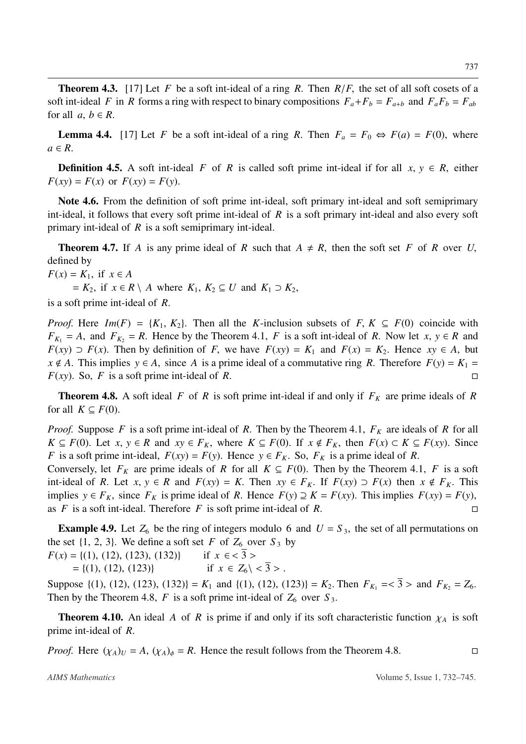**Theorem 4.3.** [17] Let $F$ be a soft int-ideal of a ring $R$. Then $R/F$, the set of all soft cosets of a soft int-ideal $F$ in $R$ forms a ring with respect to binary compositions $F_a + F_b = F_{a+b}$ and $F_a F_b = F_{ab}$ for all $a, b \in R$.

**Lemma 4.4.** [17] Let $F$ be a soft int-ideal of a ring $R$. Then $F_a = F_0 \Leftrightarrow F(a) = F(0)$, where $a \in R$.

**Definition 4.5.** A soft int-ideal $F$ of $R$ is called soft prime int-ideal if for all $x, y \in R$, either $F(xy) = F(x)$ or $F(xy) = F(y)$.

**Note 4.6.** From the definition of soft prime int-ideal, soft primary int-ideal and soft semiprimary int-ideal, it follows that every soft prime int-ideal of $R$ is a soft primary int-ideal and also every soft primary int-ideal of $R$ is a soft semiprimary int-ideal.

**Theorem 4.7.** If $A$ is any prime ideal of $R$ such that $A \neq R$, then the soft set $F$ of $R$ over $U$, defined by

$F(x) = K_1$, if $x \in A$

$\quad = K_2$, if $x \in R \setminus A$ where $K_1, K_2 \subseteq U$ and $K_1 \supset K_2$,

is a soft prime int-ideal of $R$.

*Proof.* Here $Im(F) = \{K_1, K_2\}$. Then all the $K$-inclusion subsets of $F$, $K \subseteq F(0)$ coincide with $F_{K_1} = A$, and $F_{K_2} = R$. Hence by the Theorem 4.1, $F$ is a soft int-ideal of $R$. Now let $x, y \in R$ and $F(xy) \supset F(x)$. Then by definition of $F$, we have $F(xy) = K_1$ and $F(x) = K_2$. Hence $xy \in A$, but $x \notin A$. This implies $y \in A$, since $A$ is a prime ideal of a commutative ring $R$. Therefore $F(y) = K_1 = F(xy)$. So, $F$ is a soft prime int-ideal of $R$. □

**Theorem 4.8.** A soft ideal $F$ of $R$ is soft prime int-ideal if and only if $F_K$ are prime ideals of $R$ for all $K \subseteq F(0)$.

*Proof.* Suppose $F$ is a soft prime int-ideal of $R$. Then by the Theorem 4.1, $F_K$ are ideals of $R$ for all $K \subseteq F(0)$. Let $x, y \in R$ and $xy \in F_K$, where $K \subseteq F(0)$. If $x \notin F_K$, then $F(x) \subset K \subseteq F(xy)$. Since $F$ is a soft prime int-ideal, $F(xy) = F(y)$. Hence $y \in F_K$. So, $F_K$ is a prime ideal of $R$.

Conversely, let $F_K$ are prime ideals of $R$ for all $K \subseteq F(0)$. Then by the Theorem 4.1, $F$ is a soft int-ideal of $R$. Let $x, y \in R$ and $F(xy) = K$. Then $xy \in F_K$. If $F(xy) \supset F(x)$ then $x \notin F_K$. This implies $y \in F_K$, since $F_K$ is prime ideal of $R$. Hence $F(y) \supseteq K = F(xy)$. This implies $F(xy) = F(y)$, as $F$ is a soft int-ideal. Therefore $F$ is soft prime int-ideal of $R$. □

**Example 4.9.** Let $Z_6$ be the ring of integers modulo 6 and $U = S_3$, the set of all permutations on the set $\{1, 2, 3\}$. We define a soft set $F$ of $Z_6$ over $S_3$ by

$F(x) = \{(1), (12), (123), (132)\}$ if $x \in <\overline{3}>$

$\quad = \{(1), (12), (123)\}$ if $x \in Z_6 \setminus <\overline{3}>$.

Suppose $\{(1), (12), (123), (132)\} = K_1$ and $\{(1), (12), (123)\} = K_2$. Then $F_{K_1} = <\overline{3}>$ and $F_{K_2} = Z_6$. Then by the Theorem 4.8, $F$ is a soft prime int-ideal of $Z_6$ over $S_3$.

**Theorem 4.10.** An ideal $A$ of $R$ is prime if and only if its soft characteristic function $\chi_A$ is soft prime int-ideal of $R$.

*Proof.* Here $(\chi_A)_U = A$, $(\chi_A)_\phi = R$. Hence the result follows from the Theorem 4.8. □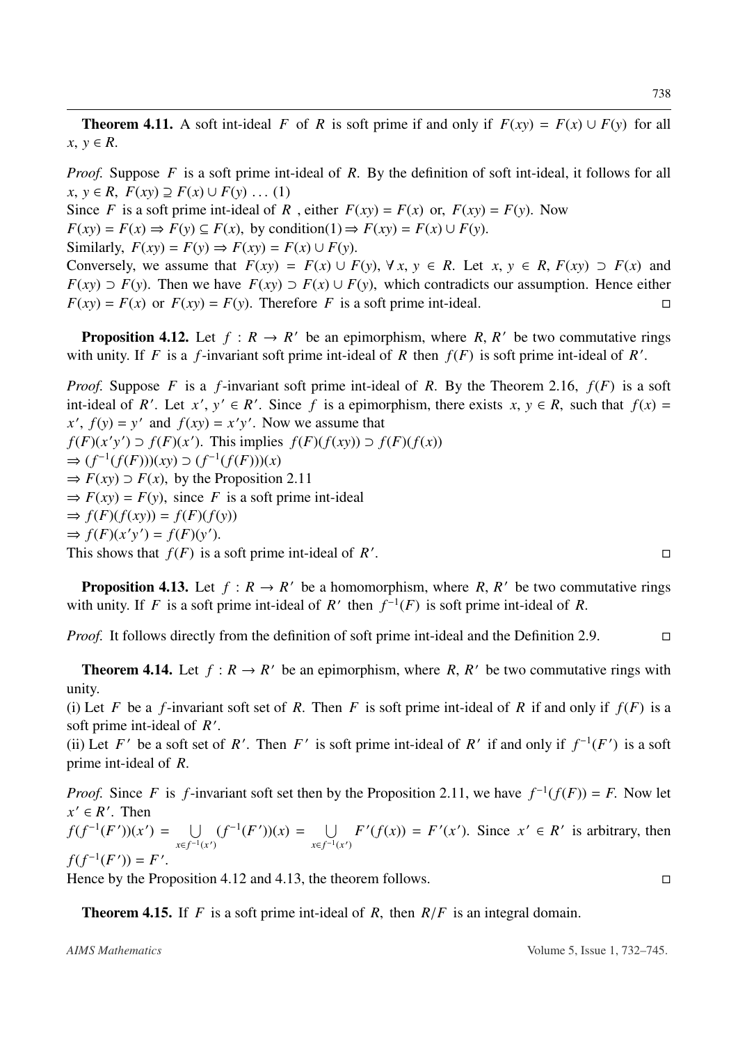**Theorem 4.11.** A soft int-ideal $F$ of $R$ is soft prime if and only if $F(xy) = F(x) \cup F(y)$ for all $x, y \in R$.

*Proof.* Suppose $F$ is a soft prime int-ideal of $R$. By the definition of soft int-ideal, it follows for all $x, y \in R$, $F(xy) \supseteq F(x) \cup F(y) \ldots (1)$

Since $F$ is a soft prime int-ideal of $R$ , either $F(xy) = F(x)$ or, $F(xy) = F(y)$. Now

$F(xy) = F(x) \Rightarrow F(y) \subseteq F(x)$, by condition(1) $\Rightarrow F(xy) = F(x) \cup F(y)$.

Similarly, $F(xy) = F(y) \Rightarrow F(xy) = F(x) \cup F(y)$.

Conversely, we assume that $F(xy) = F(x) \cup F(y)$, $\forall\, x, y \in R$. Let $x, y \in R$, $F(xy) \supset F(x)$ and $F(xy) \supset F(y)$. Then we have $F(xy) \supset F(x) \cup F(y)$, which contradicts our assumption. Hence either $F(xy) = F(x)$ or $F(xy) = F(y)$. Therefore $F$ is a soft prime int-ideal. □

**Proposition 4.12.** Let $f : R \to R'$ be an epimorphism, where $R, R'$ be two commutative rings with unity. If $F$ is a $f$-invariant soft prime int-ideal of $R$ then $f(F)$ is soft prime int-ideal of $R'$.

*Proof.* Suppose $F$ is a $f$-invariant soft prime int-ideal of $R$. By the Theorem 2.16, $f(F)$ is a soft int-ideal of $R'$. Let $x', y' \in R'$. Since $f$ is a epimorphism, there exists $x, y \in R$, such that $f(x) = x'$, $f(y) = y'$ and $f(xy) = x'y'$. Now we assume that

$f(F)(x'y') \supset f(F)(x')$. This implies $f(F)(f(xy)) \supset f(F)(f(x))$

$\Rightarrow (f^{-1}(f(F)))(xy) \supset (f^{-1}(f(F)))(x)$

$\Rightarrow F(xy) \supset F(x)$, by the Proposition 2.11

$\Rightarrow F(xy) = F(y)$, since $F$ is a soft prime int-ideal

$\Rightarrow f(F)(f(xy)) = f(F)(f(y))$

$\Rightarrow f(F)(x'y') = f(F)(y')$.

This shows that $f(F)$ is a soft prime int-ideal of $R'$. □

**Proposition 4.13.** Let $f : R \to R'$ be a homomorphism, where $R, R'$ be two commutative rings with unity. If $F$ is a soft prime int-ideal of $R'$ then $f^{-1}(F)$ is soft prime int-ideal of $R$.

*Proof.* It follows directly from the definition of soft prime int-ideal and the Definition 2.9. □

**Theorem 4.14.** Let $f : R \to R'$ be an epimorphism, where $R, R'$ be two commutative rings with unity.

(i) Let $F$ be a $f$-invariant soft set of $R$. Then $F$ is soft prime int-ideal of $R$ if and only if $f(F)$ is a soft prime int-ideal of $R'$.

(ii) Let $F'$ be a soft set of $R'$. Then $F'$ is soft prime int-ideal of $R'$ if and only if $f^{-1}(F')$ is a soft prime int-ideal of $R$.

*Proof.* Since $F$ is $f$-invariant soft set then by the Proposition 2.11, we have $f^{-1}(f(F)) = F$. Now let $x' \in R'$. Then

$f(f^{-1}(F'))(x') = \bigcup\limits_{x \in f^{-1}(x')} (f^{-1}(F'))(x) = \bigcup\limits_{x \in f^{-1}(x')} F'(f(x)) = F'(x')$. Since $x' \in R'$ is arbitrary, then $f(f^{-1}(F')) = F'$.

Hence by the Proposition 4.12 and 4.13, the theorem follows. □

**Theorem 4.15.** If $F$ is a soft prime int-ideal of $R$, then $R/F$ is an integral domain.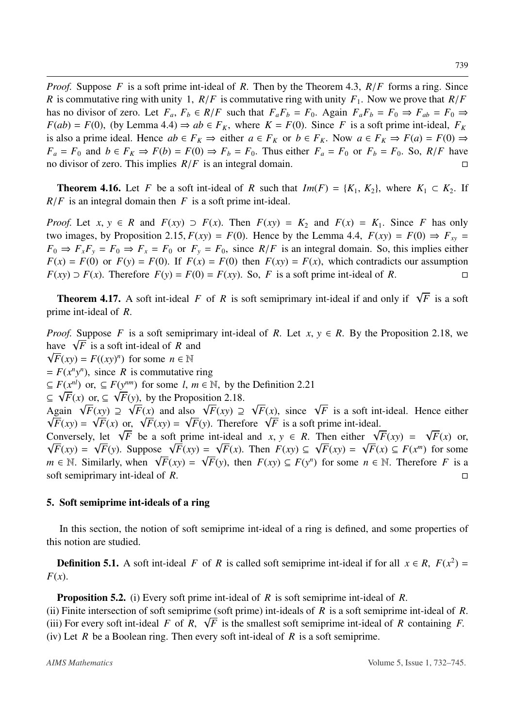*Proof.* Suppose $F$ is a soft prime int-ideal of $R$. Then by the Theorem 4.3, $R/F$ forms a ring. Since $R$ is commutative ring with unity 1, $R/F$ is commutative ring with unity $F_1$. Now we prove that $R/F$ has no divisor of zero. Let $F_a, F_b \in R/F$ such that $F_aF_b = F_0$. Again $F_aF_b = F_0 \Rightarrow F_{ab} = F_0 \Rightarrow F(ab) = F(0)$, (by Lemma 4.4) $\Rightarrow ab \in F_K$, where $K = F(0)$. Since $F$ is a soft prime int-ideal, $F_K$ is also a prime ideal. Hence $ab \in F_K \Rightarrow$ either $a \in F_K$ or $b \in F_K$. Now $a \in F_K \Rightarrow F(a) = F(0) \Rightarrow F_a = F_0$ and $b \in F_K \Rightarrow F(b) = F(0) \Rightarrow F_b = F_0$. Thus either $F_a = F_0$ or $F_b = F_0$. So, $R/F$ have no divisor of zero. This implies $R/F$ is an integral domain. □

**Theorem 4.16.** Let $F$ be a soft int-ideal of $R$ such that $Im(F) = \{K_1, K_2\}$, where $K_1 \subset K_2$. If $R/F$ is an integral domain then $F$ is a soft prime int-ideal.

*Proof.* Let $x, y \in R$ and $F(xy) \supset F(x)$. Then $F(xy) = K_2$ and $F(x) = K_1$. Since $F$ has only two images, by Proposition 2.15, $F(xy) = F(0)$. Hence by the Lemma 4.4, $F(xy) = F(0) \Rightarrow F_{xy} = F_0 \Rightarrow F_xF_y = F_0 \Rightarrow F_x = F_0$ or $F_y = F_0$, since $R/F$ is an integral domain. So, this implies either $F(x) = F(0)$ or $F(y) = F(0)$. If $F(x) = F(0)$ then $F(xy) = F(x)$, which contradicts our assumption $F(xy) \supset F(x)$. Therefore $F(y) = F(0) = F(xy)$. So, $F$ is a soft prime int-ideal of $R$. □

**Theorem 4.17.** A soft int-ideal $F$ of $R$ is soft semiprimary int-ideal if and only if $\sqrt{F}$ is a soft prime int-ideal of $R$.

*Proof.* Suppose $F$ is a soft semiprimary int-ideal of $R$. Let $x, y \in R$. By the Proposition 2.18, we have $\sqrt{F}$ is a soft int-ideal of $R$ and

$\sqrt{F}(xy) = F((xy)^n)$ for some $n \in \mathbb{N}$

$= F(x^ny^n)$, since $R$ is commutative ring

$\subseteq F(x^{nl})$ or, $\subseteq F(y^{nm})$ for some $l, m \in \mathbb{N}$, by the Definition 2.21

$\subseteq \sqrt{F}(x)$ or, $\subseteq \sqrt{F}(y)$, by the Proposition 2.18.

Again $\sqrt{F}(xy) \supseteq \sqrt{F}(x)$ and also $\sqrt{F}(xy) \supseteq \sqrt{F}(x)$, since $\sqrt{F}$ is a soft int-ideal. Hence either $\sqrt{F}(xy) = \sqrt{F}(x)$ or, $\sqrt{F}(xy) = \sqrt{F}(y)$. Therefore $\sqrt{F}$ is a soft prime int-ideal.

Conversely, let $\sqrt{F}$ be a soft prime int-ideal and $x, y \in R$. Then either $\sqrt{F}(xy) = \sqrt{F}(x)$ or, $\sqrt{F}(xy) = \sqrt{F}(y)$. Suppose $\sqrt{F}(xy) = \sqrt{F}(x)$. Then $F(xy) \subseteq \sqrt{F}(xy) = \sqrt{F}(x) \subseteq F(x^m)$ for some $m \in \mathbb{N}$. Similarly, when $\sqrt{F}(xy) = \sqrt{F}(y)$, then $F(xy) \subseteq F(y^n)$ for some $n \in \mathbb{N}$. Therefore $F$ is a soft semiprimary int-ideal of $R$. □

## 5. Soft semiprime int-ideals of a ring

In this section, the notion of soft semiprime int-ideal of a ring is defined, and some properties of this notion are studied.

**Definition 5.1.** A soft int-ideal $F$ of $R$ is called soft semiprime int-ideal if for all $x \in R$, $F(x^2) = F(x)$.

**Proposition 5.2.** (i) Every soft prime int-ideal of $R$ is soft semiprime int-ideal of $R$.
(ii) Finite intersection of soft semiprime (soft prime) int-ideals of $R$ is a soft semiprime int-ideal of $R$.
(iii) For every soft int-ideal $F$ of $R$, $\sqrt{F}$ is the smallest soft semiprime int-ideal of $R$ containing $F$.
(iv) Let $R$ be a Boolean ring. Then every soft int-ideal of $R$ is a soft semiprime.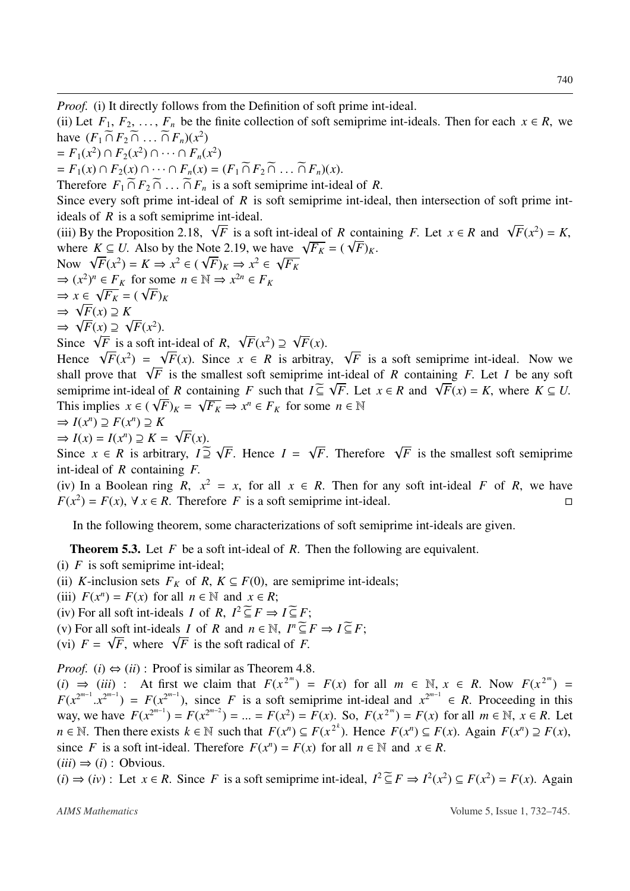*Proof.* (i) It directly follows from the Definition of soft prime int-ideal.

(ii) Let $F_1, F_2, \ldots, F_n$ be the finite collection of soft semiprime int-ideals. Then for each $x \in R$, we have $(F_1 \widetilde{\cap} F_2 \widetilde{\cap} \ldots \widetilde{\cap} F_n)(x^2)$
$= F_1(x^2) \cap F_2(x^2) \cap \cdots \cap F_n(x^2)$
$= F_1(x) \cap F_2(x) \cap \cdots \cap F_n(x) = (F_1 \widetilde{\cap} F_2 \widetilde{\cap} \ldots \widetilde{\cap} F_n)(x)$.
Therefore $F_1 \widetilde{\cap} F_2 \widetilde{\cap} \ldots \widetilde{\cap} F_n$ is a soft semiprime int-ideal of $R$.
Since every soft prime int-ideal of $R$ is soft semiprime int-ideal, then intersection of soft prime int-ideals of $R$ is a soft semiprime int-ideal.

(iii) By the Proposition 2.18, $\sqrt{F}$ is a soft int-ideal of $R$ containing $F$. Let $x \in R$ and $\sqrt{F}(x^2) = K$, where $K \subseteq U$. Also by the Note 2.19, we have $\sqrt{F_K} = (\sqrt{F})_K$.
Now $\sqrt{F}(x^2) = K \Rightarrow x^2 \in (\sqrt{F})_K \Rightarrow x^2 \in \sqrt{F_K}$
$\Rightarrow (x^2)^n \in F_K$ for some $n \in \mathbb{N} \Rightarrow x^{2n} \in F_K$
$\Rightarrow x \in \sqrt{F_K} = (\sqrt{F})_K$
$\Rightarrow \sqrt{F}(x) \supseteq K$
$\Rightarrow \sqrt{F}(x) \supseteq \sqrt{F}(x^2)$.
Since $\sqrt{F}$ is a soft int-ideal of $R$, $\sqrt{F}(x^2) \supseteq \sqrt{F}(x)$.
Hence $\sqrt{F}(x^2) = \sqrt{F}(x)$. Since $x \in R$ is arbitray, $\sqrt{F}$ is a soft semiprime int-ideal. Now we shall prove that $\sqrt{F}$ is the smallest soft semiprime int-ideal of $R$ containing $F$. Let $I$ be any soft semiprime int-ideal of $R$ containing $F$ such that $I \widetilde{\subseteq} \sqrt{F}$. Let $x \in R$ and $\sqrt{F}(x) = K$, where $K \subseteq U$. This implies $x \in (\sqrt{F})_K = \sqrt{F_K} \Rightarrow x^n \in F_K$ for some $n \in \mathbb{N}$
$\Rightarrow I(x^n) \supseteq F(x^n) \supseteq K$
$\Rightarrow I(x) = I(x^n) \supseteq K = \sqrt{F}(x)$.
Since $x \in R$ is arbitrary, $I \widetilde{\supseteq} \sqrt{F}$. Hence $I = \sqrt{F}$. Therefore $\sqrt{F}$ is the smallest soft semiprime int-ideal of $R$ containing $F$.

(iv) In a Boolean ring $R$, $x^2 = x$, for all $x \in R$. Then for any soft int-ideal $F$ of $R$, we have $F(x^2) = F(x)$, $\forall\, x \in R$. Therefore $F$ is a soft semiprime int-ideal. $\square$

In the following theorem, some characterizations of soft semiprime int-ideals are given.

**Theorem 5.3.** Let $F$ be a soft int-ideal of $R$. Then the following are equivalent.
(i) $F$ is soft semiprime int-ideal;
(ii) $K$-inclusion sets $F_K$ of $R$, $K \subseteq F(0)$, are semiprime int-ideals;
(iii) $F(x^n) = F(x)$ for all $n \in \mathbb{N}$ and $x \in R$;
(iv) For all soft int-ideals $I$ of $R$, $I^2 \widetilde{\subseteq} F \Rightarrow I \widetilde{\subseteq} F$;
(v) For all soft int-ideals $I$ of $R$ and $n \in \mathbb{N}$, $I^n \widetilde{\subseteq} F \Rightarrow I \widetilde{\subseteq} F$;
(vi) $F = \sqrt{F}$, where $\sqrt{F}$ is the soft radical of $F$.

*Proof.* $(i) \Leftrightarrow (ii)$ : Proof is similar as Theorem 4.8.
$(i) \Rightarrow (iii)$ : At first we claim that $F(x^{2^m}) = F(x)$ for all $m \in \mathbb{N}$, $x \in R$. Now $F(x^{2^m}) = F(x^{2^{m-1}}.x^{2^{m-1}}) = F(x^{2^{m-1}})$, since $F$ is a soft semiprime int-ideal and $x^{2^{m-1}} \in R$. Proceeding in this way, we have $F(x^{2^{m-1}}) = F(x^{2^{m-2}}) = \ldots = F(x^2) = F(x)$. So, $F(x^{2^m}) = F(x)$ for all $m \in \mathbb{N}$, $x \in R$. Let $n \in \mathbb{N}$. Then there exists $k \in \mathbb{N}$ such that $F(x^n) \subseteq F(x^{2^k})$. Hence $F(x^n) \subseteq F(x)$. Again $F(x^n) \supseteq F(x)$, since $F$ is a soft int-ideal. Therefore $F(x^n) = F(x)$ for all $n \in \mathbb{N}$ and $x \in R$.
$(iii) \Rightarrow (i)$ : Obvious.
$(i) \Rightarrow (iv)$ : Let $x \in R$. Since $F$ is a soft semiprime int-ideal, $I^2 \widetilde{\subseteq} F \Rightarrow I^2(x^2) \subseteq F(x^2) = F(x)$. Again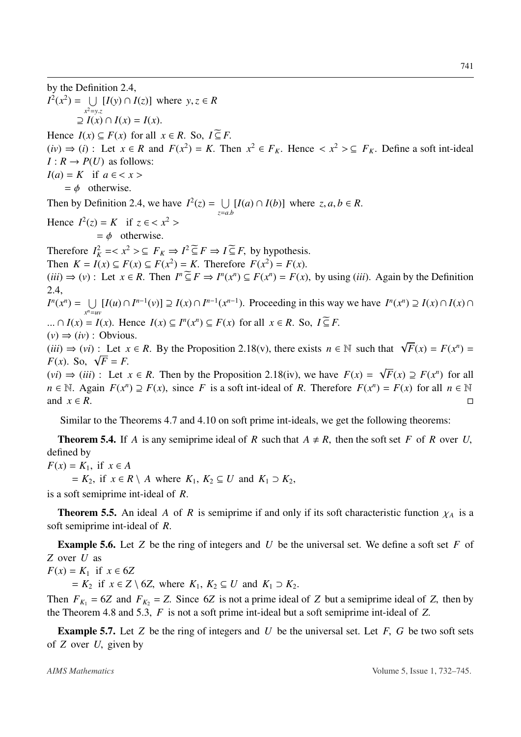by the Definition 2.4,

$$I^2(x^2) = \bigcup_{x^2=y.z} [I(y) \cap I(z)] \text{ where } y, z \in R$$
$$\supseteq I(x) \cap I(x) = I(x).$$

Hence $I(x) \subseteq F(x)$ for all $x \in R$. So, $I \widetilde{\subseteq} F$.

$(iv) \Rightarrow (i)$ : Let $x \in R$ and $F(x^2) = K$. Then $x^2 \in F_K$. Hence $< x^2 > \subseteq F_K$. Define a soft int-ideal $I : R \to P(U)$ as follows:

$I(a) = K$ if $a \in < x >$

$= \phi$ otherwise.

Then by Definition 2.4, we have $I^2(z) = \bigcup_{z=a.b} [I(a) \cap I(b)]$ where $z, a, b \in R$.

Hence $I^2(z) = K$ if $z \in < x^2 >$

$= \phi$ otherwise.

Therefore $I^2_K = < x^2 > \subseteq F_K \Rightarrow I^2 \widetilde{\subseteq} F \Rightarrow I \widetilde{\subseteq} F$, by hypothesis.

Then $K = I(x) \subseteq F(x) \subseteq F(x^2) = K$. Therefore $F(x^2) = F(x)$.

$(iii) \Rightarrow (v)$ : Let $x \in R$. Then $I^n \widetilde{\subseteq} F \Rightarrow I^n(x^n) \subseteq F(x^n) = F(x)$, by using $(iii)$. Again by the Definition 2.4,

$I^n(x^n) = \bigcup_{x^n=uv} [I(u) \cap I^{n-1}(v)] \supseteq I(x) \cap I^{n-1}(x^{n-1})$. Proceeding in this way we have $I^n(x^n) \supseteq I(x) \cap I(x) \cap ... \cap I(x) = I(x)$. Hence $I(x) \subseteq I^n(x^n) \subseteq F(x)$ for all $x \in R$. So, $I \widetilde{\subseteq} F$.

$(v) \Rightarrow (iv)$ : Obvious.

$(iii) \Rightarrow (vi)$ : Let $x \in R$. By the Proposition 2.18(v), there exists $n \in \mathbb{N}$ such that $\sqrt{F}(x) = F(x^n) = F(x)$. So, $\sqrt{F} = F$.

$(vi) \Rightarrow (iii)$ : Let $x \in R$. Then by the Proposition 2.18(iv), we have $F(x) = \sqrt{F}(x) \supseteq F(x^n)$ for all $n \in \mathbb{N}$. Again $F(x^n) \supseteq F(x)$, since $F$ is a soft int-ideal of $R$. Therefore $F(x^n) = F(x)$ for all $n \in \mathbb{N}$ and $x \in R$. □

Similar to the Theorems 4.7 and 4.10 on soft prime int-ideals, we get the following theorems:

**Theorem 5.4.** If $A$ is any semiprime ideal of $R$ such that $A \neq R$, then the soft set $F$ of $R$ over $U$, defined by

$F(x) = K_1$, if $x \in A$

$= K_2$, if $x \in R \setminus A$ where $K_1, K_2 \subseteq U$ and $K_1 \supset K_2$,

is a soft semiprime int-ideal of $R$.

**Theorem 5.5.** An ideal $A$ of $R$ is semiprime if and only if its soft characteristic function $\chi_A$ is a soft semiprime int-ideal of $R$.

**Example 5.6.** Let $Z$ be the ring of integers and $U$ be the universal set. We define a soft set $F$ of $Z$ over $U$ as

$F(x) = K_1$ if $x \in 6Z$

$= K_2$ if $x \in Z \setminus 6Z$, where $K_1, K_2 \subseteq U$ and $K_1 \supset K_2$.

Then $F_{K_1} = 6Z$ and $F_{K_2} = Z$. Since $6Z$ is not a prime ideal of $Z$ but a semiprime ideal of $Z$, then by the Theorem 4.8 and 5.3, $F$ is not a soft prime int-ideal but a soft semiprime int-ideal of $Z$.

**Example 5.7.** Let $Z$ be the ring of integers and $U$ be the universal set. Let $F$, $G$ be two soft sets of $Z$ over $U$, given by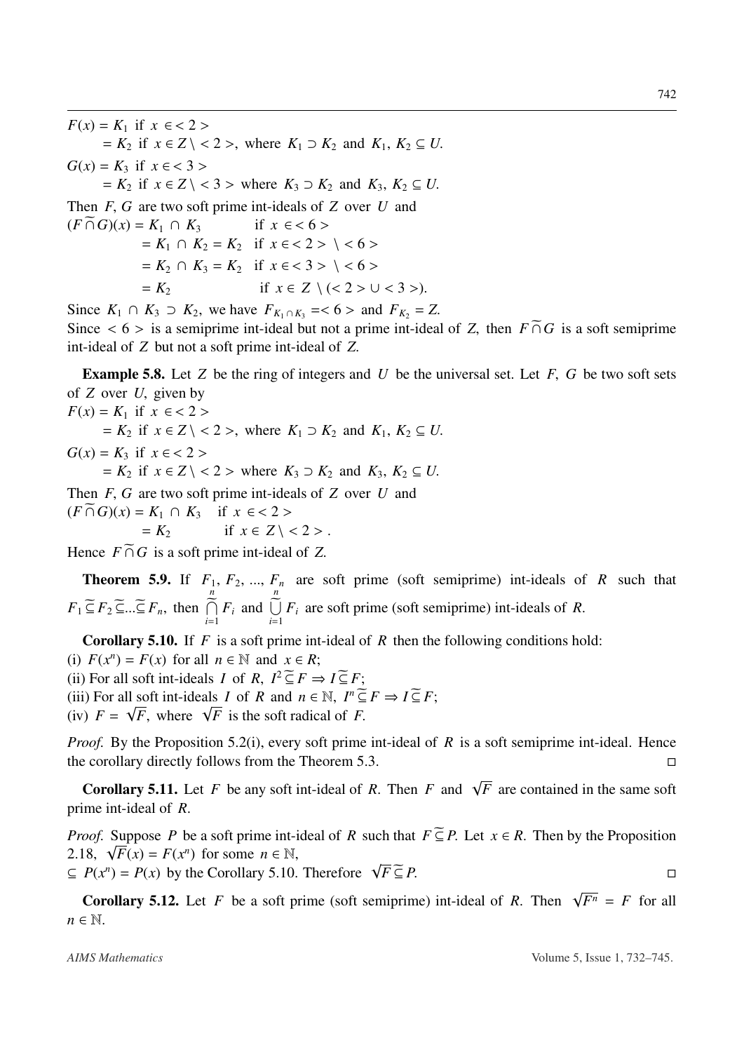$F(x) = K_1$ if $x \in <2>$
$\quad = K_2$ if $x \in Z \setminus <2>$, where $K_1 \supset K_2$ and $K_1, K_2 \subseteq U$.
$G(x) = K_3$ if $x \in <3>$
$\quad = K_2$ if $x \in Z \setminus <3>$ where $K_3 \supset K_2$ and $K_3, K_2 \subseteq U$.

Then $F$, $G$ are two soft prime int-ideals of $Z$ over $U$ and

$$
\begin{aligned}
(F \widetilde{\cap} G)(x) &= K_1 \cap K_3 && \text{if } x \in <6> \\
&= K_1 \cap K_2 = K_2 && \text{if } x \in <2> \setminus <6> \\
&= K_2 \cap K_3 = K_2 && \text{if } x \in <3> \setminus <6> \\
&= K_2 && \text{if } x \in Z \setminus (<2> \cup <3>).
\end{aligned}
$$

Since $K_1 \cap K_3 \supset K_2$, we have $F_{K_1 \cap K_3} = <6>$ and $F_{K_2} = Z$.
Since $<6>$ is a semiprime int-ideal but not a prime int-ideal of $Z$, then $F \widetilde{\cap} G$ is a soft semiprime int-ideal of $Z$ but not a soft prime int-ideal of $Z$.

**Example 5.8.** Let $Z$ be the ring of integers and $U$ be the universal set. Let $F$, $G$ be two soft sets of $Z$ over $U$, given by

$F(x) = K_1$ if $x \in <2>$
$\quad = K_2$ if $x \in Z \setminus <2>$, where $K_1 \supset K_2$ and $K_1, K_2 \subseteq U$.
$G(x) = K_3$ if $x \in <2>$
$\quad = K_2$ if $x \in Z \setminus <2>$ where $K_3 \supset K_2$ and $K_3, K_2 \subseteq U$.

Then $F$, $G$ are two soft prime int-ideals of $Z$ over $U$ and

$$
\begin{aligned}
(F \widetilde{\cap} G)(x) &= K_1 \cap K_3 && \text{if } x \in <2> \\
&= K_2 && \text{if } x \in Z \setminus <2>.
\end{aligned}
$$

Hence $F \widetilde{\cap} G$ is a soft prime int-ideal of $Z$.

**Theorem 5.9.** If $F_1, F_2, ..., F_n$ are soft prime (soft semiprime) int-ideals of $R$ such that $F_1 \widetilde{\subseteq} F_2 \widetilde{\subseteq} ... \widetilde{\subseteq} F_n$, then $\widetilde{\bigcap}_{i=1}^{n} F_i$ and $\widetilde{\bigcup}_{i=1}^{n} F_i$ are soft prime (soft semiprime) int-ideals of $R$.

**Corollary 5.10.** If $F$ is a soft prime int-ideal of $R$ then the following conditions hold:
(i) $F(x^n) = F(x)$ for all $n \in \mathbb{N}$ and $x \in R$;
(ii) For all soft int-ideals $I$ of $R$, $I^2 \widetilde{\subseteq} F \Rightarrow I \widetilde{\subseteq} F$;
(iii) For all soft int-ideals $I$ of $R$ and $n \in \mathbb{N}$, $I^n \widetilde{\subseteq} F \Rightarrow I \widetilde{\subseteq} F$;
(iv) $F = \sqrt{F}$, where $\sqrt{F}$ is the soft radical of $F$.

*Proof.* By the Proposition 5.2(i), every soft prime int-ideal of $R$ is a soft semiprime int-ideal. Hence the corollary directly follows from the Theorem 5.3. □

**Corollary 5.11.** Let $F$ be any soft int-ideal of $R$. Then $F$ and $\sqrt{F}$ are contained in the same soft prime int-ideal of $R$.

*Proof.* Suppose $P$ be a soft prime int-ideal of $R$ such that $F \widetilde{\subseteq} P$. Let $x \in R$. Then by the Proposition 2.18, $\sqrt{F}(x) = F(x^n)$ for some $n \in \mathbb{N}$,
$\subseteq P(x^n) = P(x)$ by the Corollary 5.10. Therefore $\sqrt{F} \widetilde{\subseteq} P$. □

**Corollary 5.12.** Let $F$ be a soft prime (soft semiprime) int-ideal of $R$. Then $\sqrt{F^n} = F$ for all $n \in \mathbb{N}$.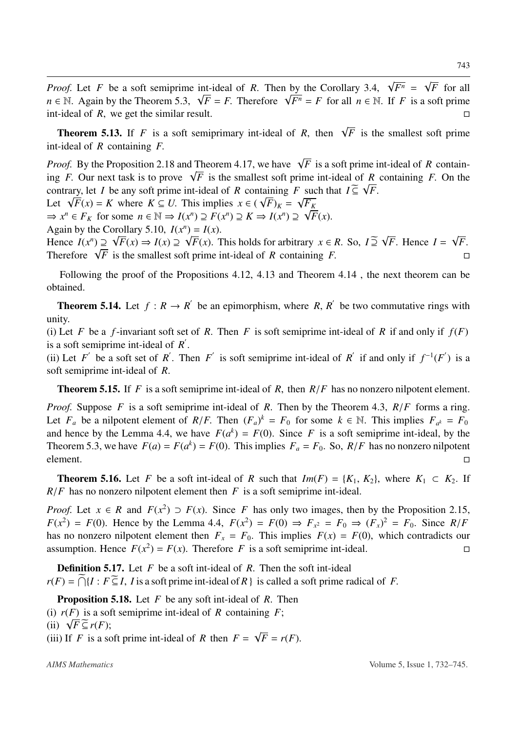*Proof.* Let $F$ be a soft semiprime int-ideal of $R$. Then by the Corollary 3.4, $\sqrt{F^n} = \sqrt{F}$ for all $n \in \mathbb{N}$. Again by the Theorem 5.3, $\sqrt{F} = F$. Therefore $\sqrt{F^n} = F$ for all $n \in \mathbb{N}$. If $F$ is a soft prime int-ideal of $R$, we get the similar result. □

**Theorem 5.13.** If $F$ is a soft semiprimary int-ideal of $R$, then $\sqrt{F}$ is the smallest soft prime int-ideal of $R$ containing $F$.

*Proof.* By the Proposition 2.18 and Theorem 4.17, we have $\sqrt{F}$ is a soft prime int-ideal of $R$ containing $F$. Our next task is to prove $\sqrt{F}$ is the smallest soft prime int-ideal of $R$ containing $F$. On the contrary, let $I$ be any soft prime int-ideal of $R$ containing $F$ such that $I \widetilde{\subseteq} \sqrt{F}$.
Let $\sqrt{F}(x) = K$ where $K \subseteq U$. This implies $x \in (\sqrt{F})_K = \sqrt{F_K}$
$\Rightarrow x^n \in F_K$ for some $n \in \mathbb{N} \Rightarrow I(x^n) \supseteq F(x^n) \supseteq K \Rightarrow I(x^n) \supseteq \sqrt{F}(x)$.
Again by the Corollary 5.10, $I(x^n) = I(x)$.
Hence $I(x^n) \supseteq \sqrt{F}(x) \Rightarrow I(x) \supseteq \sqrt{F}(x)$. This holds for arbitrary $x \in R$. So, $I \widetilde{\supseteq} \sqrt{F}$. Hence $I = \sqrt{F}$. Therefore $\sqrt{F}$ is the smallest soft prime int-ideal of $R$ containing $F$. □

Following the proof of the Propositions 4.12, 4.13 and Theorem 4.14 , the next theorem can be obtained.

**Theorem 5.14.** Let $f : R \to R'$ be an epimorphism, where $R$, $R'$ be two commutative rings with unity.
(i) Let $F$ be a $f$-invariant soft set of $R$. Then $F$ is soft semiprime int-ideal of $R$ if and only if $f(F)$ is a soft semiprime int-ideal of $R'$.
(ii) Let $F'$ be a soft set of $R'$. Then $F'$ is soft semiprime int-ideal of $R'$ if and only if $f^{-1}(F')$ is a soft semiprime int-ideal of $R$.

**Theorem 5.15.** If $F$ is a soft semiprime int-ideal of $R$, then $R/F$ has no nonzero nilpotent element.

*Proof.* Suppose $F$ is a soft semiprime int-ideal of $R$. Then by the Theorem 4.3, $R/F$ forms a ring. Let $F_a$ be a nilpotent element of $R/F$. Then $(F_a)^k = F_0$ for some $k \in \mathbb{N}$. This implies $F_{a^k} = F_0$ and hence by the Lemma 4.4, we have $F(a^k) = F(0)$. Since $F$ is a soft semiprime int-ideal, by the Theorem 5.3, we have $F(a) = F(a^k) = F(0)$. This implies $F_a = F_0$. So, $R/F$ has no nonzero nilpotent element. □

**Theorem 5.16.** Let $F$ be a soft int-ideal of $R$ such that $Im(F) = \{K_1, K_2\}$, where $K_1 \subset K_2$. If $R/F$ has no nonzero nilpotent element then $F$ is a soft semiprime int-ideal.

*Proof.* Let $x \in R$ and $F(x^2) \supset F(x)$. Since $F$ has only two images, then by the Proposition 2.15, $F(x^2) = F(0)$. Hence by the Lemma 4.4, $F(x^2) = F(0) \Rightarrow F_{x^2} = F_0 \Rightarrow (F_x)^2 = F_0$. Since $R/F$ has no nonzero nilpotent element then $F_x = F_0$. This implies $F(x) = F(0)$, which contradicts our assumption. Hence $F(x^2) = F(x)$. Therefore $F$ is a soft semiprime int-ideal. □

**Definition 5.17.** Let $F$ be a soft int-ideal of $R$. Then the soft int-ideal
$r(F) = \widetilde{\bigcap}\{I : F \widetilde{\subseteq} I,\ I \text{ is a soft prime int-ideal of } R\}$ is called a soft prime radical of $F$.

**Proposition 5.18.** Let $F$ be any soft int-ideal of $R$. Then
(i) $r(F)$ is a soft semiprime int-ideal of $R$ containing $F$;
(ii) $\sqrt{F} \widetilde{\subseteq} r(F)$;
(iii) If $F$ is a soft prime int-ideal of $R$ then $F = \sqrt{F} = r(F)$.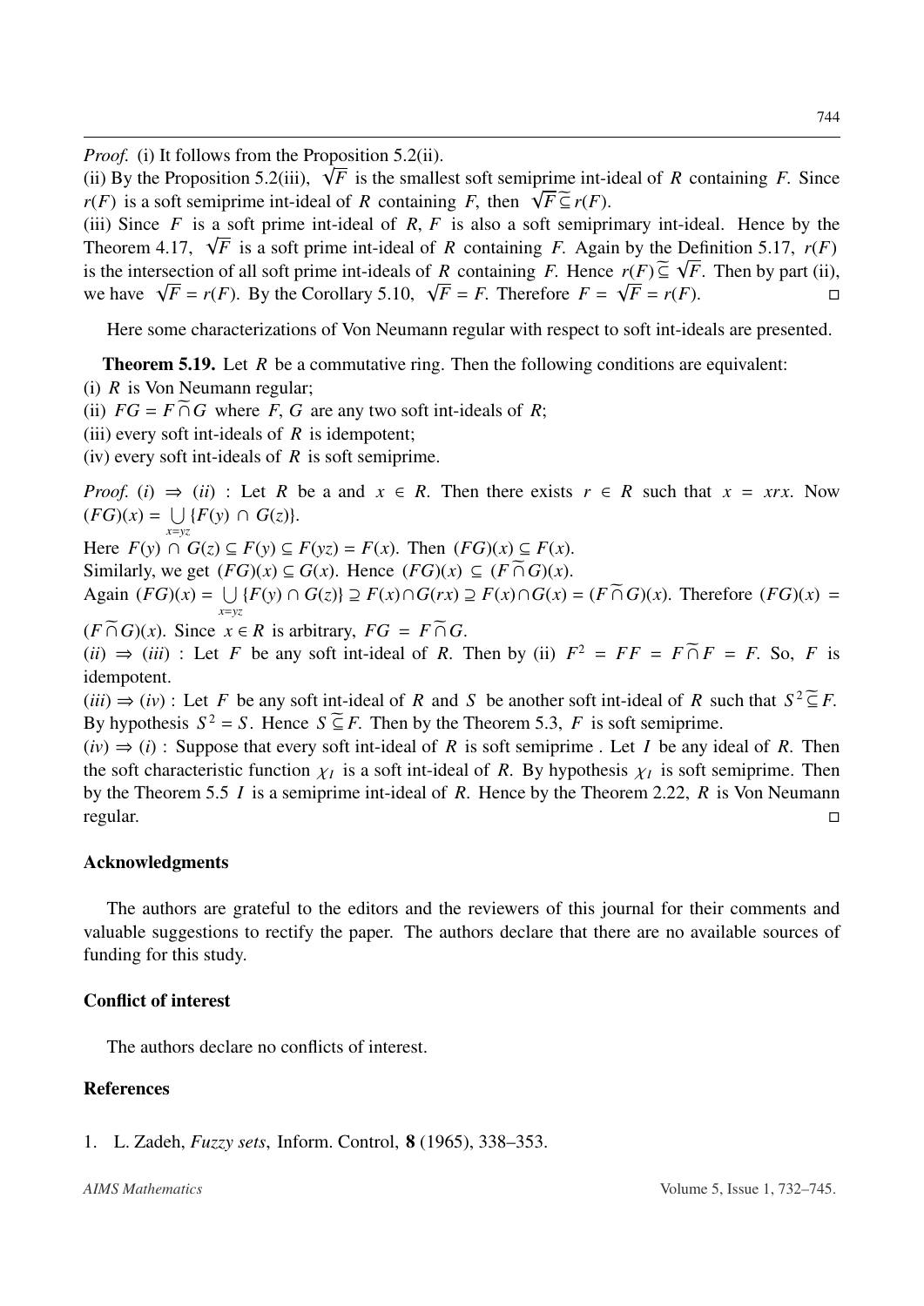*Proof.* (i) It follows from the Proposition 5.2(ii).
(ii) By the Proposition 5.2(iii), $\sqrt{F}$ is the smallest soft semiprime int-ideal of $R$ containing $F$. Since $r(F)$ is a soft semiprime int-ideal of $R$ containing $F$, then $\sqrt{F} \widetilde{\subseteq} r(F)$.
(iii) Since $F$ is a soft prime int-ideal of $R$, $F$ is also a soft semiprimary int-ideal. Hence by the Theorem 4.17, $\sqrt{F}$ is a soft prime int-ideal of $R$ containing $F$. Again by the Definition 5.17, $r(F)$ is the intersection of all soft prime int-ideals of $R$ containing $F$. Hence $r(F) \widetilde{\subseteq} \sqrt{F}$. Then by part (ii), we have $\sqrt{F} = r(F)$. By the Corollary 5.10, $\sqrt{F} = F$. Therefore $F = \sqrt{F} = r(F)$. □

Here some characterizations of Von Neumann regular with respect to soft int-ideals are presented.

**Theorem 5.19.** Let $R$ be a commutative ring. Then the following conditions are equivalent:
(i) $R$ is Von Neumann regular;
(ii) $FG = F \widetilde{\cap} G$ where $F, G$ are any two soft int-ideals of $R$;
(iii) every soft int-ideals of $R$ is idempotent;
(iv) every soft int-ideals of $R$ is soft semiprime.

*Proof.* $(i) \Rightarrow (ii)$ : Let $R$ be a and $x \in R$. Then there exists $r \in R$ such that $x = xrx$. Now $(FG)(x) = \bigcup_{x=yz} \{F(y) \cap G(z)\}$.
Here $F(y) \cap G(z) \subseteq F(y) \subseteq F(yz) = F(x)$. Then $(FG)(x) \subseteq F(x)$.
Similarly, we get $(FG)(x) \subseteq G(x)$. Hence $(FG)(x) \subseteq (F \widetilde{\cap} G)(x)$.
Again $(FG)(x) = \bigcup_{x=yz} \{F(y) \cap G(z)\} \supseteq F(x) \cap G(rx) \supseteq F(x) \cap G(x) = (F \widetilde{\cap} G)(x)$. Therefore $(FG)(x) = (F \widetilde{\cap} G)(x)$. Since $x \in R$ is arbitrary, $FG = F \widetilde{\cap} G$.
$(ii) \Rightarrow (iii)$ : Let $F$ be any soft int-ideal of $R$. Then by (ii) $F^2 = FF = F \widetilde{\cap} F = F$. So, $F$ is idempotent.
$(iii) \Rightarrow (iv)$ : Let $F$ be any soft int-ideal of $R$ and $S$ be another soft int-ideal of $R$ such that $S^2 \widetilde{\subseteq} F$. By hypothesis $S^2 = S$. Hence $S \widetilde{\subseteq} F$. Then by the Theorem 5.3, $F$ is soft semiprime.
$(iv) \Rightarrow (i)$ : Suppose that every soft int-ideal of $R$ is soft semiprime . Let $I$ be any ideal of $R$. Then the soft characteristic function $\chi_I$ is a soft int-ideal of $R$. By hypothesis $\chi_I$ is soft semiprime. Then by the Theorem 5.5 $I$ is a semiprime int-ideal of $R$. Hence by the Theorem 2.22, $R$ is Von Neumann regular. □

## Acknowledgments

The authors are grateful to the editors and the reviewers of this journal for their comments and valuable suggestions to rectify the paper. The authors declare that there are no available sources of funding for this study.

## Conflict of interest

The authors declare no conflicts of interest.

## References

1. L. Zadeh, *Fuzzy sets*, Inform. Control, **8** (1965), 338–353.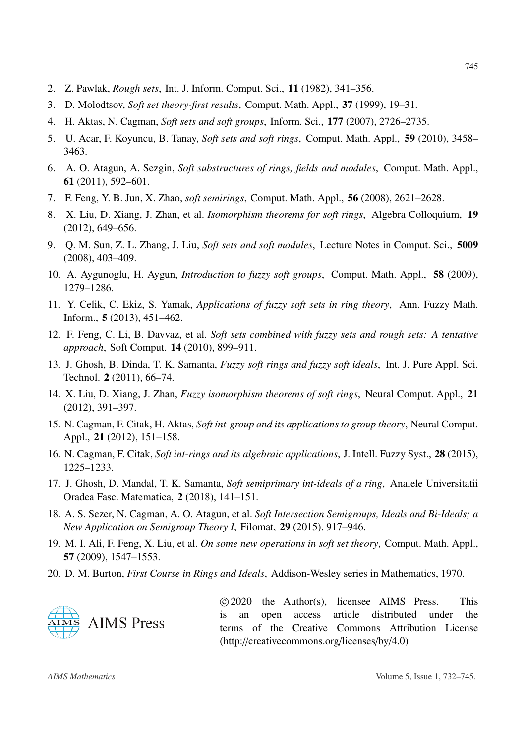2. Z. Pawlak, *Rough sets*, Int. J. Inform. Comput. Sci., **11** (1982), 341–356.
3. D. Molodtsov, *Soft set theory-first results*, Comput. Math. Appl., **37** (1999), 19–31.
4. H. Aktas, N. Cagman, *Soft sets and soft groups*, Inform. Sci., **177** (2007), 2726–2735.
5. U. Acar, F. Koyuncu, B. Tanay, *Soft sets and soft rings*, Comput. Math. Appl., **59** (2010), 3458–3463.
6. A. O. Atagun, A. Sezgin, *Soft substructures of rings, fields and modules*, Comput. Math. Appl., **61** (2011), 592–601.
7. F. Feng, Y. B. Jun, X. Zhao, *soft semirings*, Comput. Math. Appl., **56** (2008), 2621–2628.
8. X. Liu, D. Xiang, J. Zhan, et al. *Isomorphism theorems for soft rings*, Algebra Colloquium, **19** (2012), 649–656.
9. Q. M. Sun, Z. L. Zhang, J. Liu, *Soft sets and soft modules*, Lecture Notes in Comput. Sci., **5009** (2008), 403–409.
10. A. Aygunoglu, H. Aygun, *Introduction to fuzzy soft groups*, Comput. Math. Appl., **58** (2009), 1279–1286.
11. Y. Celik, C. Ekiz, S. Yamak, *Applications of fuzzy soft sets in ring theory*, Ann. Fuzzy Math. Inform., **5** (2013), 451–462.
12. F. Feng, C. Li, B. Davvaz, et al. *Soft sets combined with fuzzy sets and rough sets: A tentative approach*, Soft Comput. **14** (2010), 899–911.
13. J. Ghosh, B. Dinda, T. K. Samanta, *Fuzzy soft rings and fuzzy soft ideals*, Int. J. Pure Appl. Sci. Technol. **2** (2011), 66–74.
14. X. Liu, D. Xiang, J. Zhan, *Fuzzy isomorphism theorems of soft rings*, Neural Comput. Appl., **21** (2012), 391–397.
15. N. Cagman, F. Citak, H. Aktas, *Soft int-group and its applications to group theory*, Neural Comput. Appl., **21** (2012), 151–158.
16. N. Cagman, F. Citak, *Soft int-rings and its algebraic applications*, J. Intell. Fuzzy Syst., **28** (2015), 1225–1233.
17. J. Ghosh, D. Mandal, T. K. Samanta, *Soft semiprimary int-ideals of a ring*, Analele Universitatii Oradea Fasc. Matematica, **2** (2018), 141–151.
18. A. S. Sezer, N. Cagman, A. O. Atagun, et al. *Soft Intersection Semigroups, Ideals and Bi-Ideals; a New Application on Semigroup Theory I*, Filomat, **29** (2015), 917–946.
19. M. I. Ali, F. Feng, X. Liu, et al. *On some new operations in soft set theory*, Comput. Math. Appl., **57** (2009), 1547–1553.
20. D. M. Burton, *First Course in Rings and Ideals*, Addison-Wesley series in Mathematics, 1970.

AIMS Press

© 2020 the Author(s), licensee AIMS Press. This is an open access article distributed under the terms of the Creative Commons Attribution License (http://creativecommons.org/licenses/by/4.0)